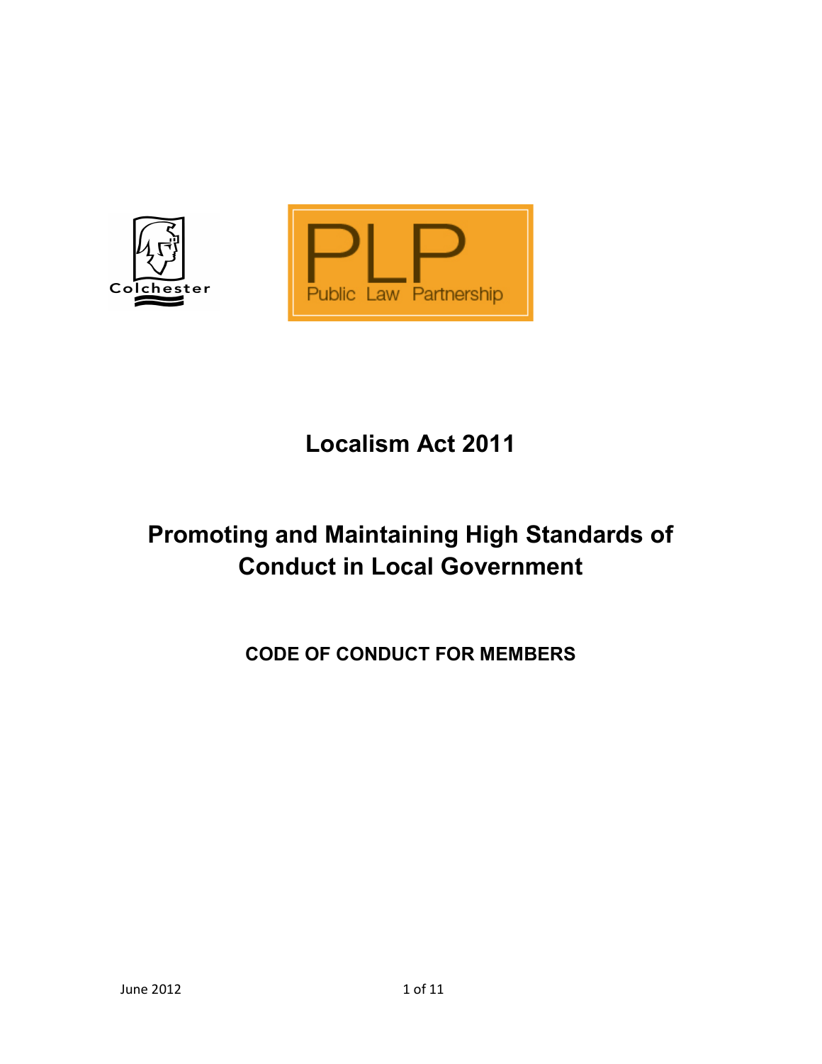Colchester

PLP
Public Law Partnership

# Localism Act 2011

## Promoting and Maintaining High Standards of Conduct in Local Government

### CODE OF CONDUCT FOR MEMBERS

June 2012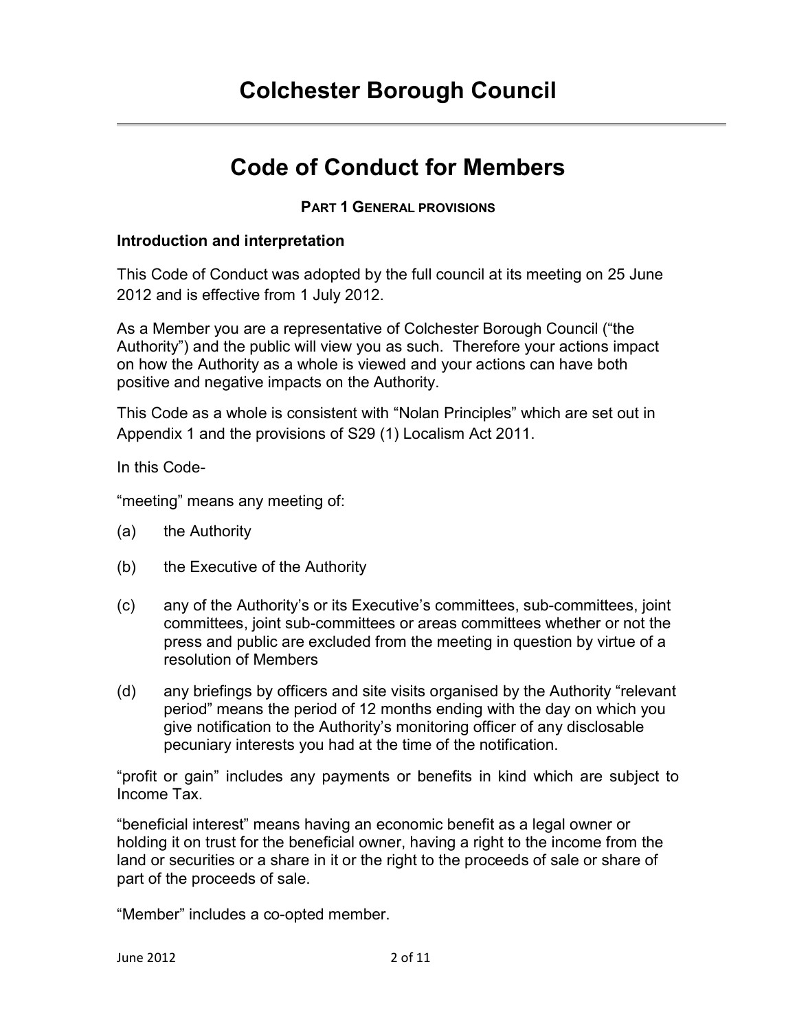# Colchester Borough Council

# Code of Conduct for Members

**PART 1 GENERAL PROVISIONS**

### Introduction and interpretation

This Code of Conduct was adopted by the full council at its meeting on 25 June 2012 and is effective from 1 July 2012.

As a Member you are a representative of Colchester Borough Council ("the Authority") and the public will view you as such. Therefore your actions impact on how the Authority as a whole is viewed and your actions can have both positive and negative impacts on the Authority.

This Code as a whole is consistent with "Nolan Principles" which are set out in Appendix 1 and the provisions of S29 (1) Localism Act 2011.

In this Code-

"meeting" means any meeting of:

(a) the Authority

(b) the Executive of the Authority

(c) any of the Authority's or its Executive's committees, sub-committees, joint committees, joint sub-committees or areas committees whether or not the press and public are excluded from the meeting in question by virtue of a resolution of Members

(d) any briefings by officers and site visits organised by the Authority "relevant period" means the period of 12 months ending with the day on which you give notification to the Authority's monitoring officer of any disclosable pecuniary interests you had at the time of the notification.

"profit or gain" includes any payments or benefits in kind which are subject to Income Tax.

"beneficial interest" means having an economic benefit as a legal owner or holding it on trust for the beneficial owner, having a right to the income from the land or securities or a share in it or the right to the proceeds of sale or share of part of the proceeds of sale.

"Member" includes a co-opted member.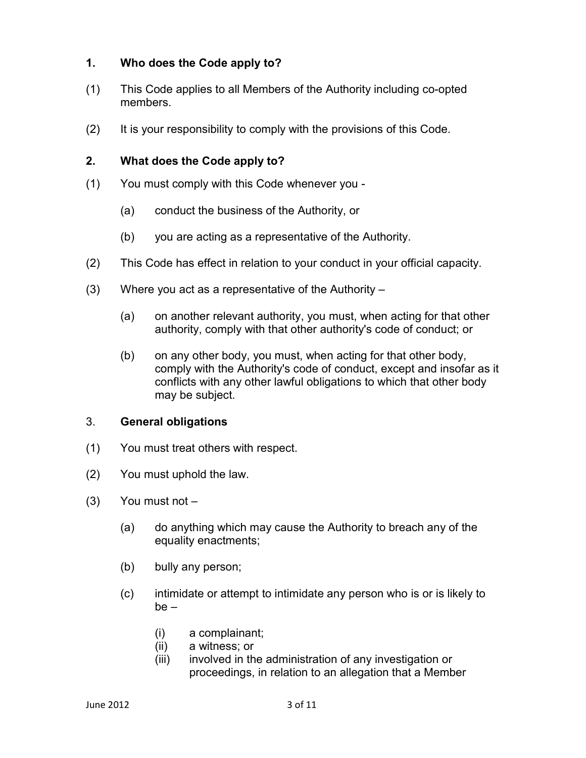## 1. Who does the Code apply to?

(1) This Code applies to all Members of the Authority including co-opted members.

(2) It is your responsibility to comply with the provisions of this Code.

## 2. What does the Code apply to?

(1) You must comply with this Code whenever you -

  (a) conduct the business of the Authority, or

  (b) you are acting as a representative of the Authority.

(2) This Code has effect in relation to your conduct in your official capacity.

(3) Where you act as a representative of the Authority –

  (a) on another relevant authority, you must, when acting for that other authority, comply with that other authority's code of conduct; or

  (b) on any other body, you must, when acting for that other body, comply with the Authority's code of conduct, except and insofar as it conflicts with any other lawful obligations to which that other body may be subject.

## 3. General obligations

(1) You must treat others with respect.

(2) You must uphold the law.

(3) You must not –

  (a) do anything which may cause the Authority to breach any of the equality enactments;

  (b) bully any person;

  (c) intimidate or attempt to intimidate any person who is or is likely to be –

    (i) a complainant;
    (ii) a witness; or
    (iii) involved in the administration of any investigation or proceedings, in relation to an allegation that a Member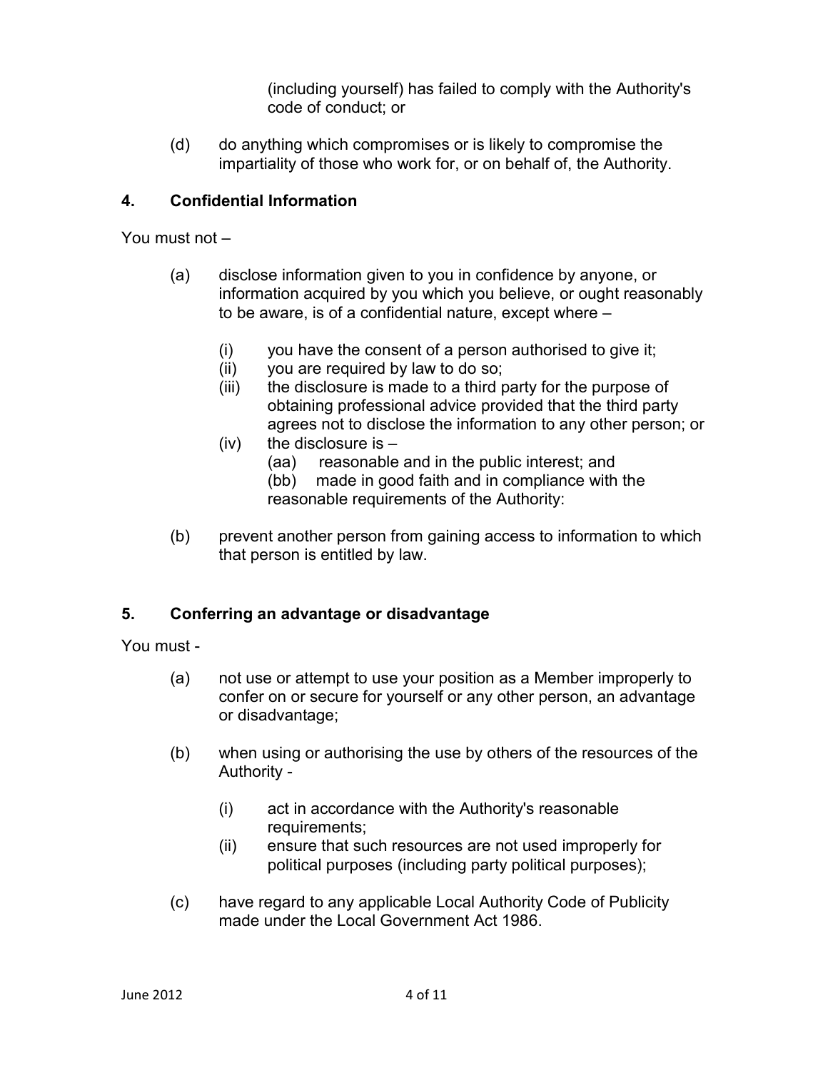(including yourself) has failed to comply with the Authority's code of conduct; or

(d) do anything which compromises or is likely to compromise the impartiality of those who work for, or on behalf of, the Authority.

## 4. Confidential Information

You must not –

(a) disclose information given to you in confidence by anyone, or information acquired by you which you believe, or ought reasonably to be aware, is of a confidential nature, except where –

  (i) you have the consent of a person authorised to give it;
  (ii) you are required by law to do so;
  (iii) the disclosure is made to a third party for the purpose of obtaining professional advice provided that the third party agrees not to disclose the information to any other person; or
  (iv) the disclosure is –
    (aa) reasonable and in the public interest; and
    (bb) made in good faith and in compliance with the reasonable requirements of the Authority:

(b) prevent another person from gaining access to information to which that person is entitled by law.

## 5. Conferring an advantage or disadvantage

You must -

(a) not use or attempt to use your position as a Member improperly to confer on or secure for yourself or any other person, an advantage or disadvantage;

(b) when using or authorising the use by others of the resources of the Authority -

  (i) act in accordance with the Authority's reasonable requirements;
  (ii) ensure that such resources are not used improperly for political purposes (including party political purposes);

(c) have regard to any applicable Local Authority Code of Publicity made under the Local Government Act 1986.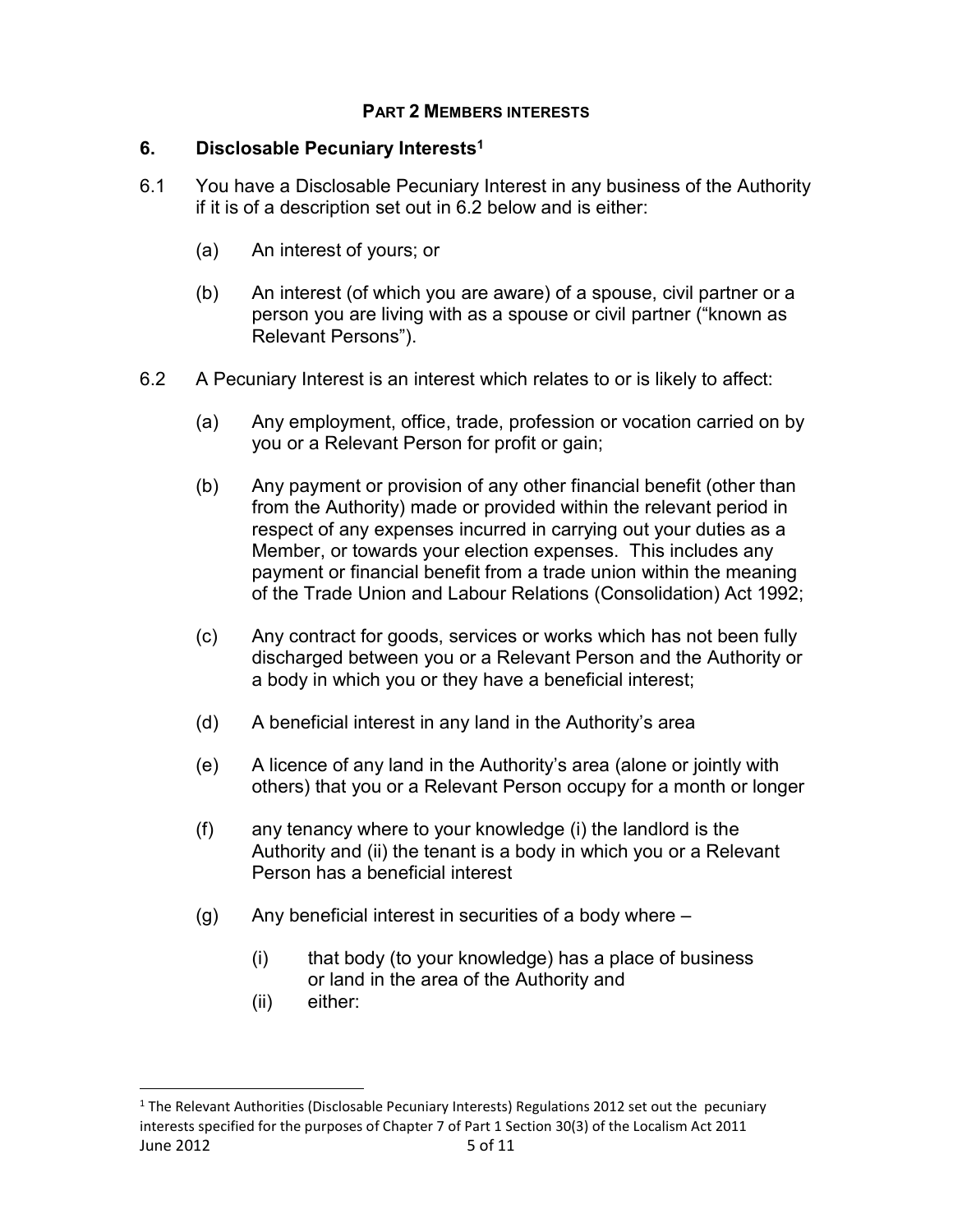## PART 2 MEMBERS INTERESTS

### 6. Disclosable Pecuniary Interests[1]

6.1 You have a Disclosable Pecuniary Interest in any business of the Authority if it is of a description set out in 6.2 below and is either:

(a) An interest of yours; or

(b) An interest (of which you are aware) of a spouse, civil partner or a person you are living with as a spouse or civil partner ("known as Relevant Persons").

6.2 A Pecuniary Interest is an interest which relates to or is likely to affect:

(a) Any employment, office, trade, profession or vocation carried on by you or a Relevant Person for profit or gain;

(b) Any payment or provision of any other financial benefit (other than from the Authority) made or provided within the relevant period in respect of any expenses incurred in carrying out your duties as a Member, or towards your election expenses. This includes any payment or financial benefit from a trade union within the meaning of the Trade Union and Labour Relations (Consolidation) Act 1992;

(c) Any contract for goods, services or works which has not been fully discharged between you or a Relevant Person and the Authority or a body in which you or they have a beneficial interest;

(d) A beneficial interest in any land in the Authority's area

(e) A licence of any land in the Authority's area (alone or jointly with others) that you or a Relevant Person occupy for a month or longer

(f) any tenancy where to your knowledge (i) the landlord is the Authority and (ii) the tenant is a body in which you or a Relevant Person has a beneficial interest

(g) Any beneficial interest in securities of a body where –

(i) that body (to your knowledge) has a place of business or land in the area of the Authority and
(ii) either:

---

[1] The Relevant Authorities (Disclosable Pecuniary Interests) Regulations 2012 set out the pecuniary interests specified for the purposes of Chapter 7 of Part 1 Section 30(3) of the Localism Act 2011

June 2012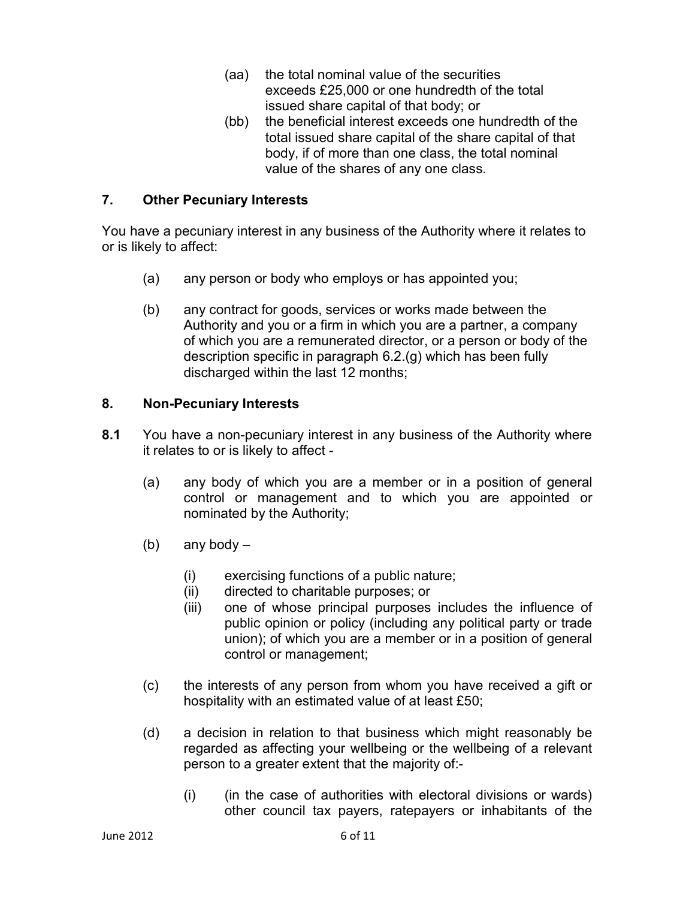(aa) the total nominal value of the securities exceeds £25,000 or one hundredth of the total issued share capital of that body; or

(bb) the beneficial interest exceeds one hundredth of the total issued share capital of the share capital of that body, if of more than one class, the total nominal value of the shares of any one class.

## 7. Other Pecuniary Interests

You have a pecuniary interest in any business of the Authority where it relates to or is likely to affect:

(a) any person or body who employs or has appointed you;

(b) any contract for goods, services or works made between the Authority and you or a firm in which you are a partner, a company of which you are a remunerated director, or a person or body of the description specific in paragraph 6.2.(g) which has been fully discharged within the last 12 months;

## 8. Non-Pecuniary Interests

**8.1** You have a non-pecuniary interest in any business of the Authority where it relates to or is likely to affect -

(a) any body of which you are a member or in a position of general control or management and to which you are appointed or nominated by the Authority;

(b) any body –

(i) exercising functions of a public nature;
(ii) directed to charitable purposes; or
(iii) one of whose principal purposes includes the influence of public opinion or policy (including any political party or trade union); of which you are a member or in a position of general control or management;

(c) the interests of any person from whom you have received a gift or hospitality with an estimated value of at least £50;

(d) a decision in relation to that business which might reasonably be regarded as affecting your wellbeing or the wellbeing of a relevant person to a greater extent that the majority of:-

(i) (in the case of authorities with electoral divisions or wards) other council tax payers, ratepayers or inhabitants of the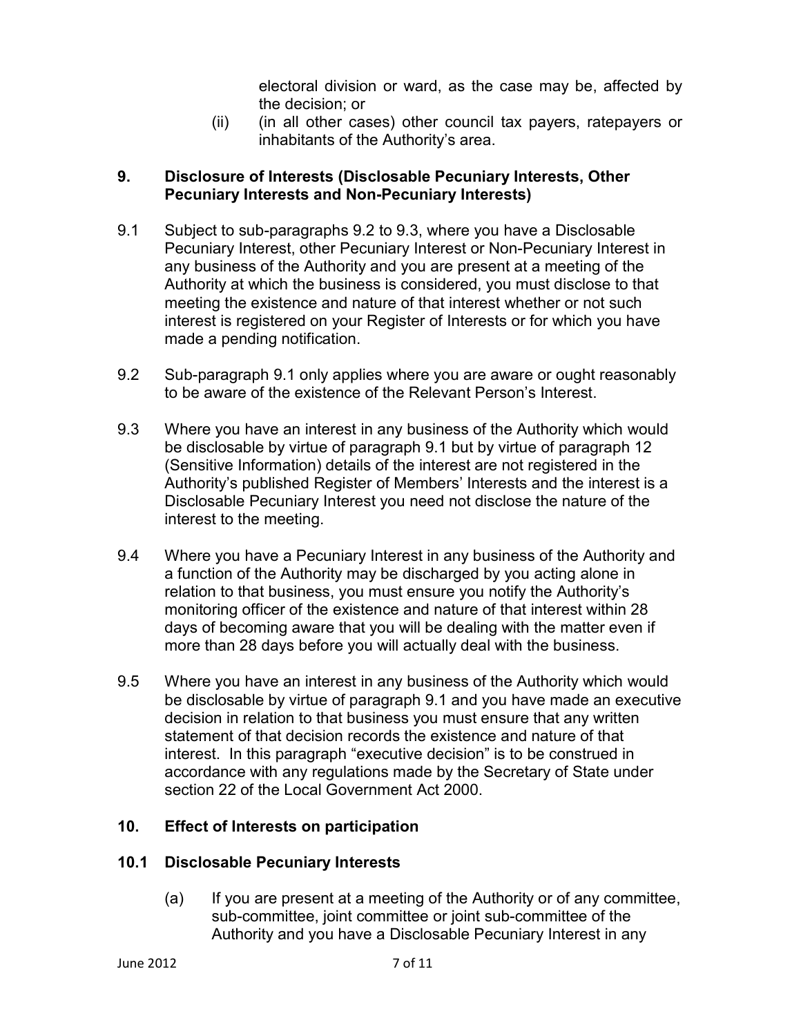electoral division or ward, as the case may be, affected by the decision; or

(ii) (in all other cases) other council tax payers, ratepayers or inhabitants of the Authority's area.

## 9. Disclosure of Interests (Disclosable Pecuniary Interests, Other Pecuniary Interests and Non-Pecuniary Interests)

9.1 Subject to sub-paragraphs 9.2 to 9.3, where you have a Disclosable Pecuniary Interest, other Pecuniary Interest or Non-Pecuniary Interest in any business of the Authority and you are present at a meeting of the Authority at which the business is considered, you must disclose to that meeting the existence and nature of that interest whether or not such interest is registered on your Register of Interests or for which you have made a pending notification.

9.2 Sub-paragraph 9.1 only applies where you are aware or ought reasonably to be aware of the existence of the Relevant Person's Interest.

9.3 Where you have an interest in any business of the Authority which would be disclosable by virtue of paragraph 9.1 but by virtue of paragraph 12 (Sensitive Information) details of the interest are not registered in the Authority's published Register of Members' Interests and the interest is a Disclosable Pecuniary Interest you need not disclose the nature of the interest to the meeting.

9.4 Where you have a Pecuniary Interest in any business of the Authority and a function of the Authority may be discharged by you acting alone in relation to that business, you must ensure you notify the Authority's monitoring officer of the existence and nature of that interest within 28 days of becoming aware that you will be dealing with the matter even if more than 28 days before you will actually deal with the business.

9.5 Where you have an interest in any business of the Authority which would be disclosable by virtue of paragraph 9.1 and you have made an executive decision in relation to that business you must ensure that any written statement of that decision records the existence and nature of that interest. In this paragraph "executive decision" is to be construed in accordance with any regulations made by the Secretary of State under section 22 of the Local Government Act 2000.

## 10. Effect of Interests on participation

### 10.1 Disclosable Pecuniary Interests

(a) If you are present at a meeting of the Authority or of any committee, sub-committee, joint committee or joint sub-committee of the Authority and you have a Disclosable Pecuniary Interest in any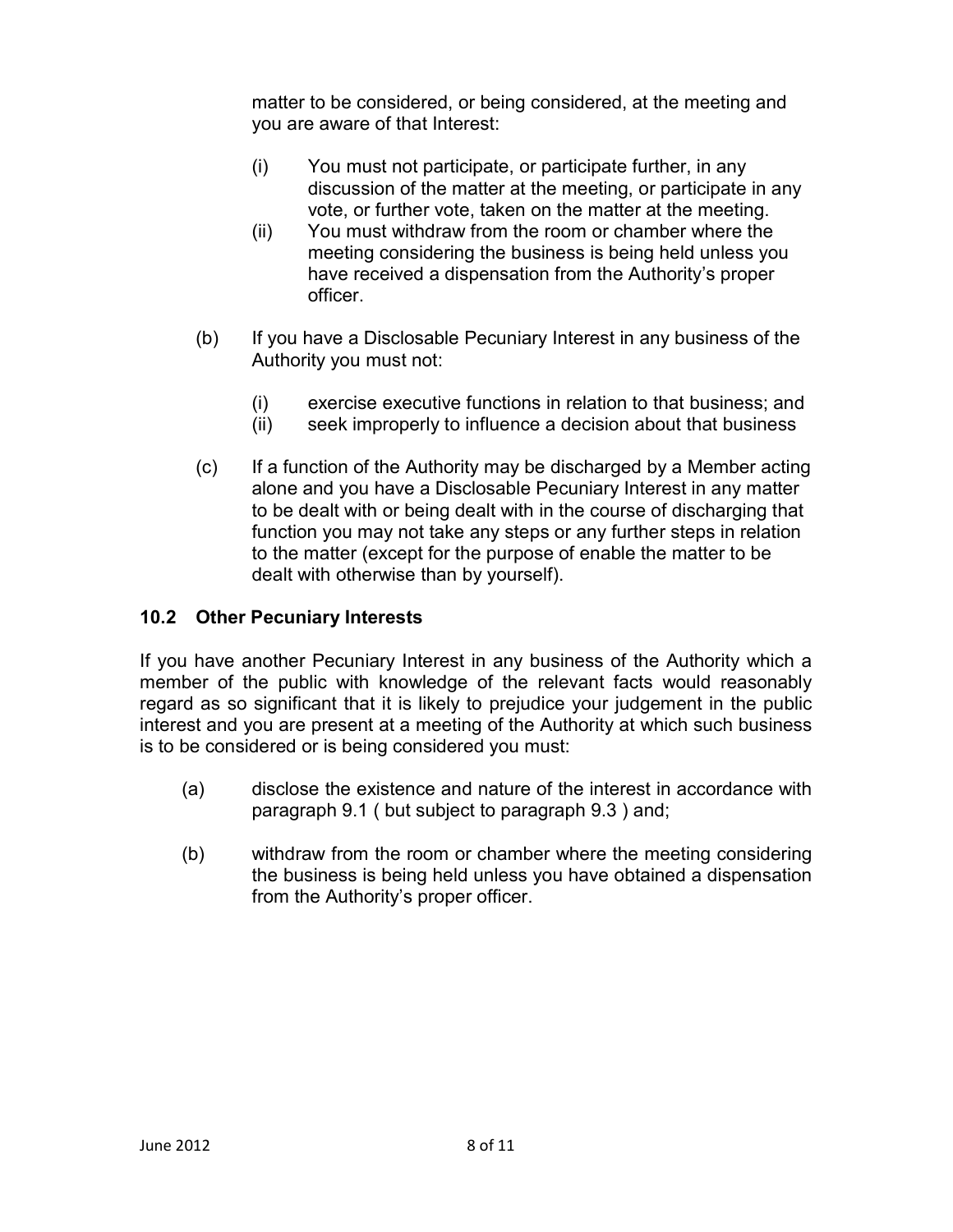matter to be considered, or being considered, at the meeting and you are aware of that Interest:

(i) You must not participate, or participate further, in any discussion of the matter at the meeting, or participate in any vote, or further vote, taken on the matter at the meeting.

(ii) You must withdraw from the room or chamber where the meeting considering the business is being held unless you have received a dispensation from the Authority's proper officer.

(b) If you have a Disclosable Pecuniary Interest in any business of the Authority you must not:

(i) exercise executive functions in relation to that business; and

(ii) seek improperly to influence a decision about that business

(c) If a function of the Authority may be discharged by a Member acting alone and you have a Disclosable Pecuniary Interest in any matter to be dealt with or being dealt with in the course of discharging that function you may not take any steps or any further steps in relation to the matter (except for the purpose of enable the matter to be dealt with otherwise than by yourself).

### 10.2 Other Pecuniary Interests

If you have another Pecuniary Interest in any business of the Authority which a member of the public with knowledge of the relevant facts would reasonably regard as so significant that it is likely to prejudice your judgement in the public interest and you are present at a meeting of the Authority at which such business is to be considered or is being considered you must:

(a) disclose the existence and nature of the interest in accordance with paragraph 9.1 ( but subject to paragraph 9.3 ) and;

(b) withdraw from the room or chamber where the meeting considering the business is being held unless you have obtained a dispensation from the Authority's proper officer.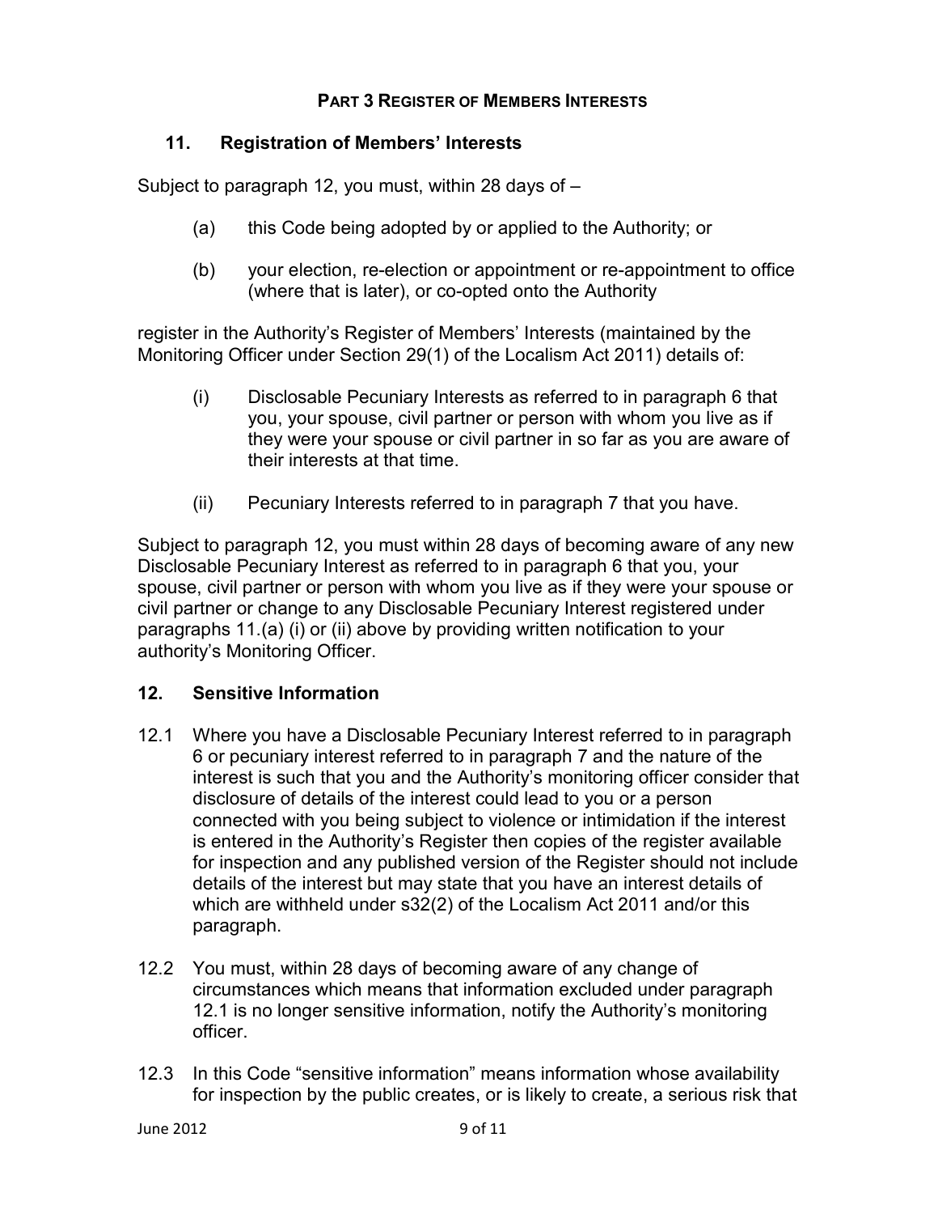## PART 3 REGISTER OF MEMBERS INTERESTS

### 11. Registration of Members' Interests

Subject to paragraph 12, you must, within 28 days of –

(a) this Code being adopted by or applied to the Authority; or

(b) your election, re-election or appointment or re-appointment to office (where that is later), or co-opted onto the Authority

register in the Authority's Register of Members' Interests (maintained by the Monitoring Officer under Section 29(1) of the Localism Act 2011) details of:

(i) Disclosable Pecuniary Interests as referred to in paragraph 6 that you, your spouse, civil partner or person with whom you live as if they were your spouse or civil partner in so far as you are aware of their interests at that time.

(ii) Pecuniary Interests referred to in paragraph 7 that you have.

Subject to paragraph 12, you must within 28 days of becoming aware of any new Disclosable Pecuniary Interest as referred to in paragraph 6 that you, your spouse, civil partner or person with whom you live as if they were your spouse or civil partner or change to any Disclosable Pecuniary Interest registered under paragraphs 11.(a) (i) or (ii) above by providing written notification to your authority's Monitoring Officer.

### 12. Sensitive Information

12.1 Where you have a Disclosable Pecuniary Interest referred to in paragraph 6 or pecuniary interest referred to in paragraph 7 and the nature of the interest is such that you and the Authority's monitoring officer consider that disclosure of details of the interest could lead to you or a person connected with you being subject to violence or intimidation if the interest is entered in the Authority's Register then copies of the register available for inspection and any published version of the Register should not include details of the interest but may state that you have an interest details of which are withheld under s32(2) of the Localism Act 2011 and/or this paragraph.

12.2 You must, within 28 days of becoming aware of any change of circumstances which means that information excluded under paragraph 12.1 is no longer sensitive information, notify the Authority's monitoring officer.

12.3 In this Code "sensitive information" means information whose availability for inspection by the public creates, or is likely to create, a serious risk that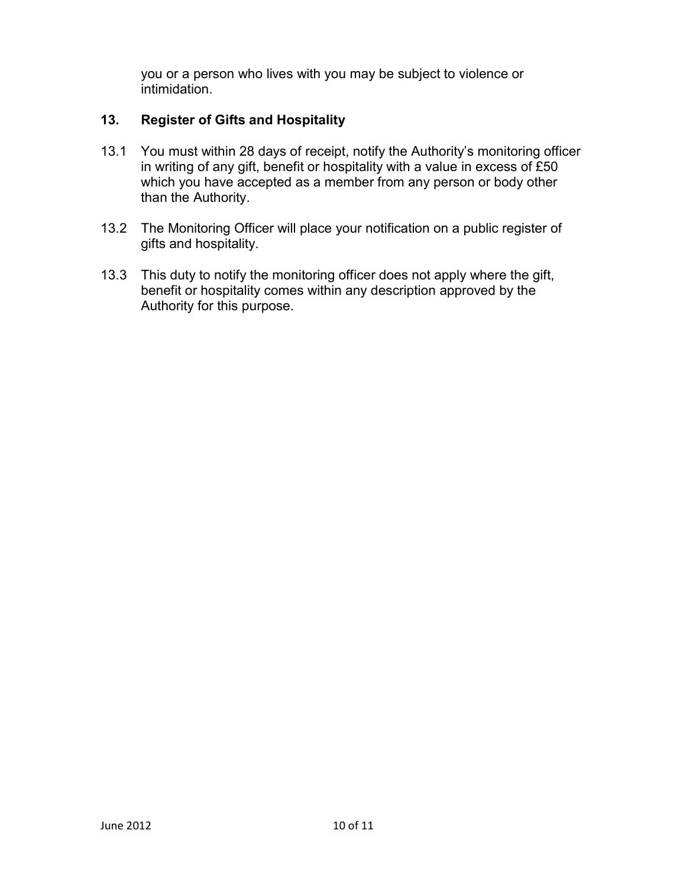you or a person who lives with you may be subject to violence or intimidation.

## 13. Register of Gifts and Hospitality

13.1 You must within 28 days of receipt, notify the Authority's monitoring officer in writing of any gift, benefit or hospitality with a value in excess of £50 which you have accepted as a member from any person or body other than the Authority.

13.2 The Monitoring Officer will place your notification on a public register of gifts and hospitality.

13.3 This duty to notify the monitoring officer does not apply where the gift, benefit or hospitality comes within any description approved by the Authority for this purpose.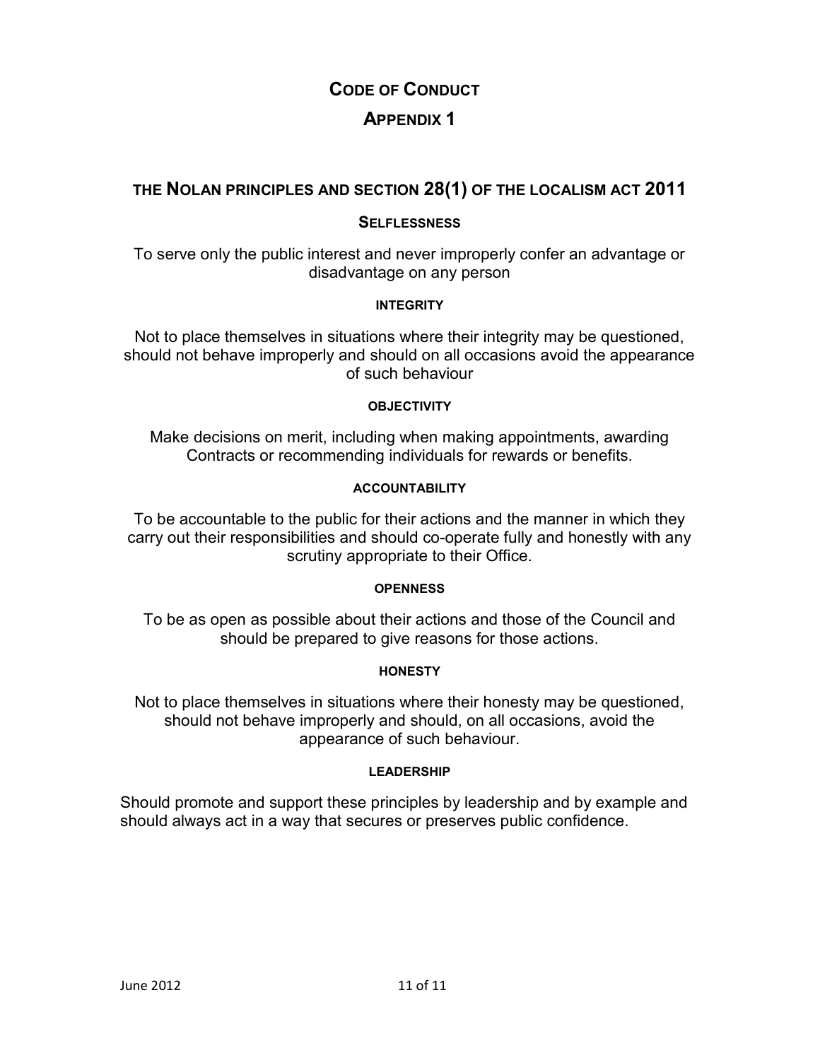# CODE OF CONDUCT

## APPENDIX 1

### THE NOLAN PRINCIPLES AND SECTION 28(1) OF THE LOCALISM ACT 2011

#### SELFLESSNESS

To serve only the public interest and never improperly confer an advantage or disadvantage on any person

#### INTEGRITY

Not to place themselves in situations where their integrity may be questioned, should not behave improperly and should on all occasions avoid the appearance of such behaviour

#### OBJECTIVITY

Make decisions on merit, including when making appointments, awarding Contracts or recommending individuals for rewards or benefits.

#### ACCOUNTABILITY

To be accountable to the public for their actions and the manner in which they carry out their responsibilities and should co-operate fully and honestly with any scrutiny appropriate to their Office.

#### OPENNESS

To be as open as possible about their actions and those of the Council and should be prepared to give reasons for those actions.

#### HONESTY

Not to place themselves in situations where their honesty may be questioned, should not behave improperly and should, on all occasions, avoid the appearance of such behaviour.

#### LEADERSHIP

Should promote and support these principles by leadership and by example and should always act in a way that secures or preserves public confidence.